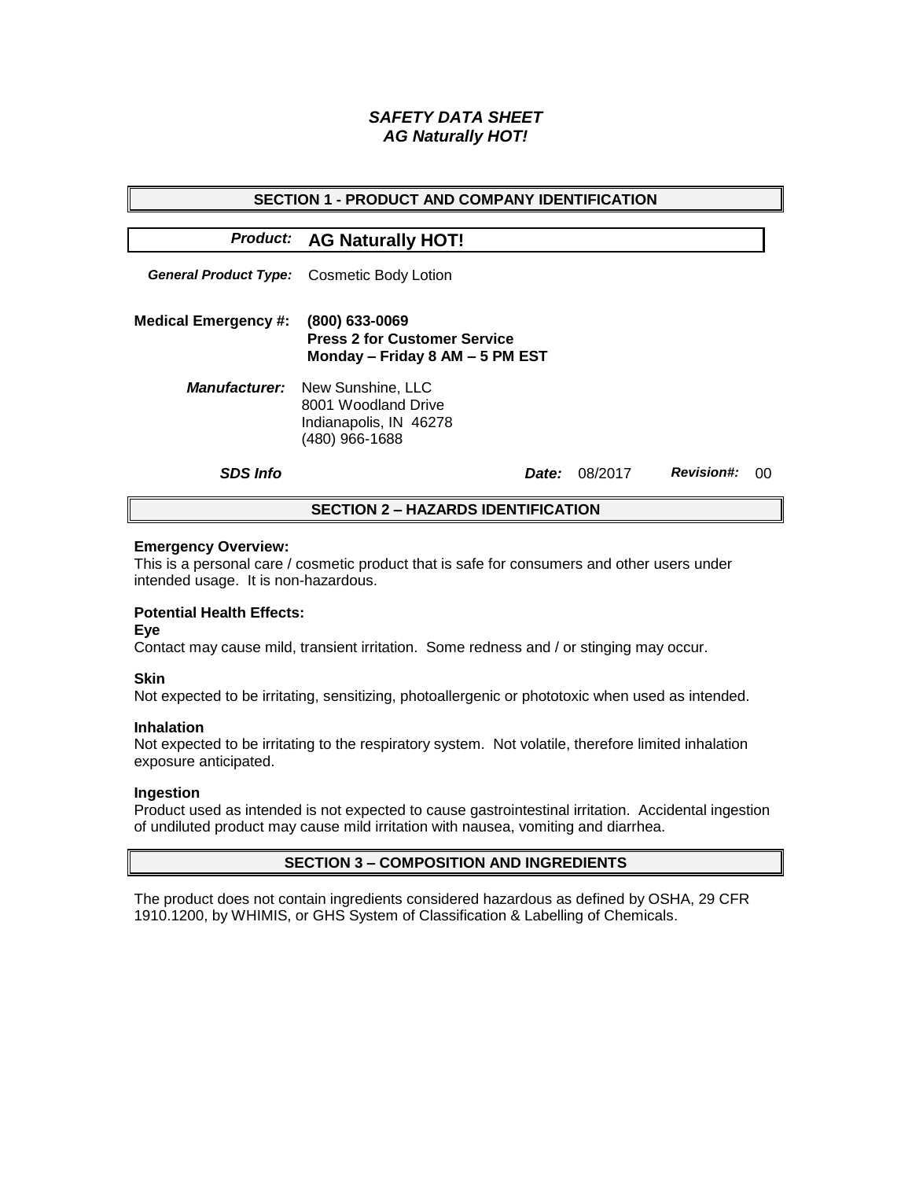# *SAFETY DATA SHEET*
# *AG Naturally HOT!*

## SECTION 1 - PRODUCT AND COMPANY IDENTIFICATION

***Product:*** **AG Naturally HOT!**

***General Product Type:*** Cosmetic Body Lotion

**Medical Emergency #:** **(800) 633-0069**
**Press 2 for Customer Service**
**Monday – Friday 8 AM – 5 PM EST**

***Manufacturer:*** New Sunshine, LLC
8001 Woodland Drive
Indianapolis, IN 46278
(480) 966-1688

***SDS Info*** ***Date:*** 08/2017 ***Revision#:*** 00

## SECTION 2 – HAZARDS IDENTIFICATION

**Emergency Overview:**
This is a personal care / cosmetic product that is safe for consumers and other users under intended usage. It is non-hazardous.

**Potential Health Effects:**

**Eye**
Contact may cause mild, transient irritation. Some redness and / or stinging may occur.

**Skin**
Not expected to be irritating, sensitizing, photoallergenic or phototoxic when used as intended.

**Inhalation**
Not expected to be irritating to the respiratory system. Not volatile, therefore limited inhalation exposure anticipated.

**Ingestion**
Product used as intended is not expected to cause gastrointestinal irritation. Accidental ingestion of undiluted product may cause mild irritation with nausea, vomiting and diarrhea.

## SECTION 3 – COMPOSITION AND INGREDIENTS

The product does not contain ingredients considered hazardous as defined by OSHA, 29 CFR 1910.1200, by WHIMIS, or GHS System of Classification & Labelling of Chemicals.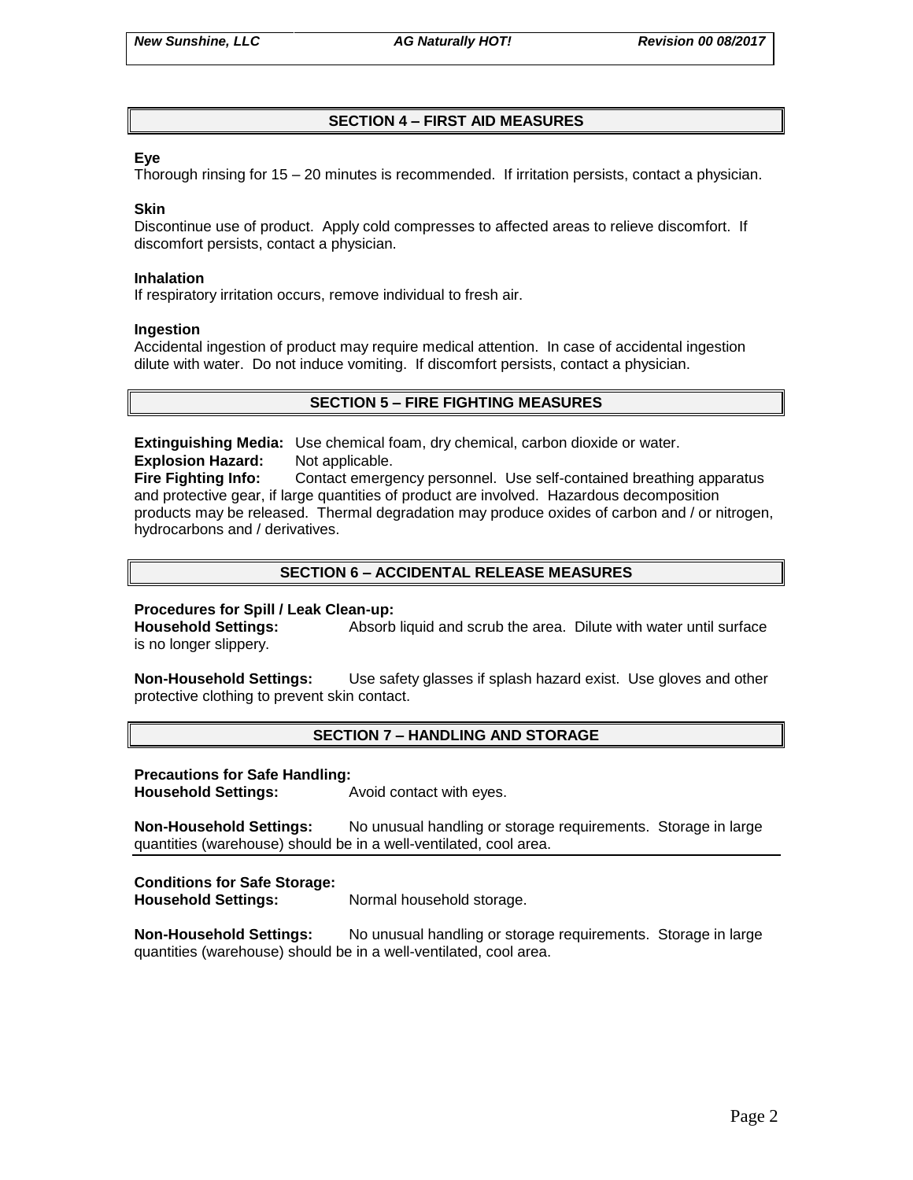## SECTION 4 – FIRST AID MEASURES

**Eye**

Thorough rinsing for 15 – 20 minutes is recommended. If irritation persists, contact a physician.

**Skin**

Discontinue use of product. Apply cold compresses to affected areas to relieve discomfort. If discomfort persists, contact a physician.

**Inhalation**

If respiratory irritation occurs, remove individual to fresh air.

**Ingestion**

Accidental ingestion of product may require medical attention. In case of accidental ingestion dilute with water. Do not induce vomiting. If discomfort persists, contact a physician.

## SECTION 5 – FIRE FIGHTING MEASURES

**Extinguishing Media:** Use chemical foam, dry chemical, carbon dioxide or water.
**Explosion Hazard:** Not applicable.
**Fire Fighting Info:** Contact emergency personnel. Use self-contained breathing apparatus and protective gear, if large quantities of product are involved. Hazardous decomposition products may be released. Thermal degradation may produce oxides of carbon and / or nitrogen, hydrocarbons and / derivatives.

## SECTION 6 – ACCIDENTAL RELEASE MEASURES

**Procedures for Spill / Leak Clean-up:**
**Household Settings:** Absorb liquid and scrub the area. Dilute with water until surface is no longer slippery.

**Non-Household Settings:** Use safety glasses if splash hazard exist. Use gloves and other protective clothing to prevent skin contact.

## SECTION 7 – HANDLING AND STORAGE

**Precautions for Safe Handling:**
**Household Settings:** Avoid contact with eyes.

**Non-Household Settings:** No unusual handling or storage requirements. Storage in large quantities (warehouse) should be in a well-ventilated, cool area.

**Conditions for Safe Storage:**
**Household Settings:** Normal household storage.

**Non-Household Settings:** No unusual handling or storage requirements. Storage in large quantities (warehouse) should be in a well-ventilated, cool area.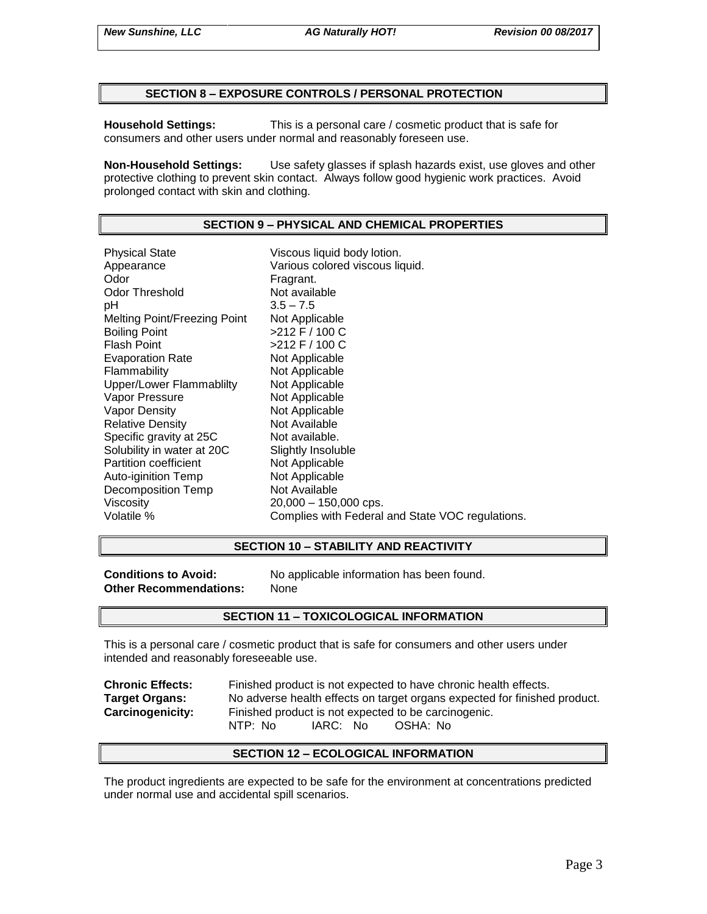## SECTION 8 – EXPOSURE CONTROLS / PERSONAL PROTECTION

**Household Settings:** This is a personal care / cosmetic product that is safe for consumers and other users under normal and reasonably foreseen use.

**Non-Household Settings:** Use safety glasses if splash hazards exist, use gloves and other protective clothing to prevent skin contact. Always follow good hygienic work practices. Avoid prolonged contact with skin and clothing.

## SECTION 9 – PHYSICAL AND CHEMICAL PROPERTIES

| | |
|---|---|
| Physical State | Viscous liquid body lotion. |
| Appearance | Various colored viscous liquid. |
| Odor | Fragrant. |
| Odor Threshold | Not available |
| pH | 3.5 – 7.5 |
| Melting Point/Freezing Point | Not Applicable |
| Boiling Point | >212 F / 100 C |
| Flash Point | >212 F / 100 C |
| Evaporation Rate | Not Applicable |
| Flammability | Not Applicable |
| Upper/Lower Flammablilty | Not Applicable |
| Vapor Pressure | Not Applicable |
| Vapor Density | Not Applicable |
| Relative Density | Not Available |
| Specific gravity at 25C | Not available. |
| Solubility in water at 20C | Slightly Insoluble |
| Partition coefficient | Not Applicable |
| Auto-iginition Temp | Not Applicable |
| Decomposition Temp | Not Available |
| Viscosity | 20,000 – 150,000 cps. |
| Volatile % | Complies with Federal and State VOC regulations. |

## SECTION 10 – STABILITY AND REACTIVITY

**Conditions to Avoid:** No applicable information has been found.
**Other Recommendations:** None

## SECTION 11 – TOXICOLOGICAL INFORMATION

This is a personal care / cosmetic product that is safe for consumers and other users under intended and reasonably foreseeable use.

**Chronic Effects:** Finished product is not expected to have chronic health effects.
**Target Organs:** No adverse health effects on target organs expected for finished product.
**Carcinogenicity:** Finished product is not expected to be carcinogenic.
NTP: No IARC: No OSHA: No

## SECTION 12 – ECOLOGICAL INFORMATION

The product ingredients are expected to be safe for the environment at concentrations predicted under normal use and accidental spill scenarios.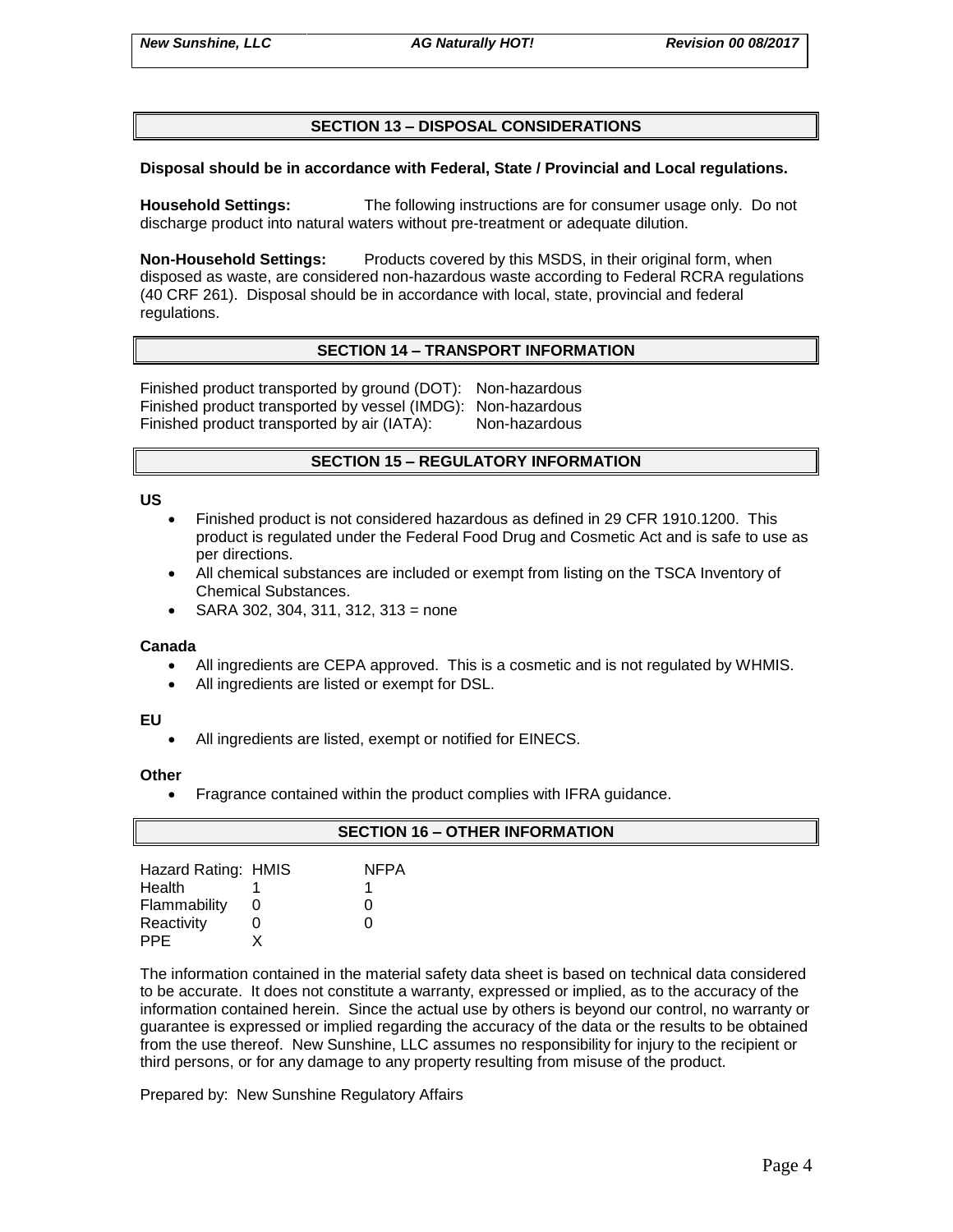## SECTION 13 – DISPOSAL CONSIDERATIONS

**Disposal should be in accordance with Federal, State / Provincial and Local regulations.**

**Household Settings:** The following instructions are for consumer usage only. Do not discharge product into natural waters without pre-treatment or adequate dilution.

**Non-Household Settings:** Products covered by this MSDS, in their original form, when disposed as waste, are considered non-hazardous waste according to Federal RCRA regulations (40 CRF 261). Disposal should be in accordance with local, state, provincial and federal regulations.

## SECTION 14 – TRANSPORT INFORMATION

| | |
|---|---|
| Finished product transported by ground (DOT): | Non-hazardous |
| Finished product transported by vessel (IMDG): | Non-hazardous |
| Finished product transported by air (IATA): | Non-hazardous |

## SECTION 15 – REGULATORY INFORMATION

**US**

- Finished product is not considered hazardous as defined in 29 CFR 1910.1200. This product is regulated under the Federal Food Drug and Cosmetic Act and is safe to use as per directions.
- All chemical substances are included or exempt from listing on the TSCA Inventory of Chemical Substances.
- SARA 302, 304, 311, 312, 313 = none

**Canada**

- All ingredients are CEPA approved. This is a cosmetic and is not regulated by WHMIS.
- All ingredients are listed or exempt for DSL.

**EU**

- All ingredients are listed, exempt or notified for EINECS.

**Other**

- Fragrance contained within the product complies with IFRA guidance.

## SECTION 16 – OTHER INFORMATION

| Hazard Rating: | HMIS | NFPA |
|---|---|---|
| Health | 1 | 1 |
| Flammability | 0 | 0 |
| Reactivity | 0 | 0 |
| PPE | X | |

The information contained in the material safety data sheet is based on technical data considered to be accurate. It does not constitute a warranty, expressed or implied, as to the accuracy of the information contained herein. Since the actual use by others is beyond our control, no warranty or guarantee is expressed or implied regarding the accuracy of the data or the results to be obtained from the use thereof. New Sunshine, LLC assumes no responsibility for injury to the recipient or third persons, or for any damage to any property resulting from misuse of the product.

Prepared by: New Sunshine Regulatory Affairs